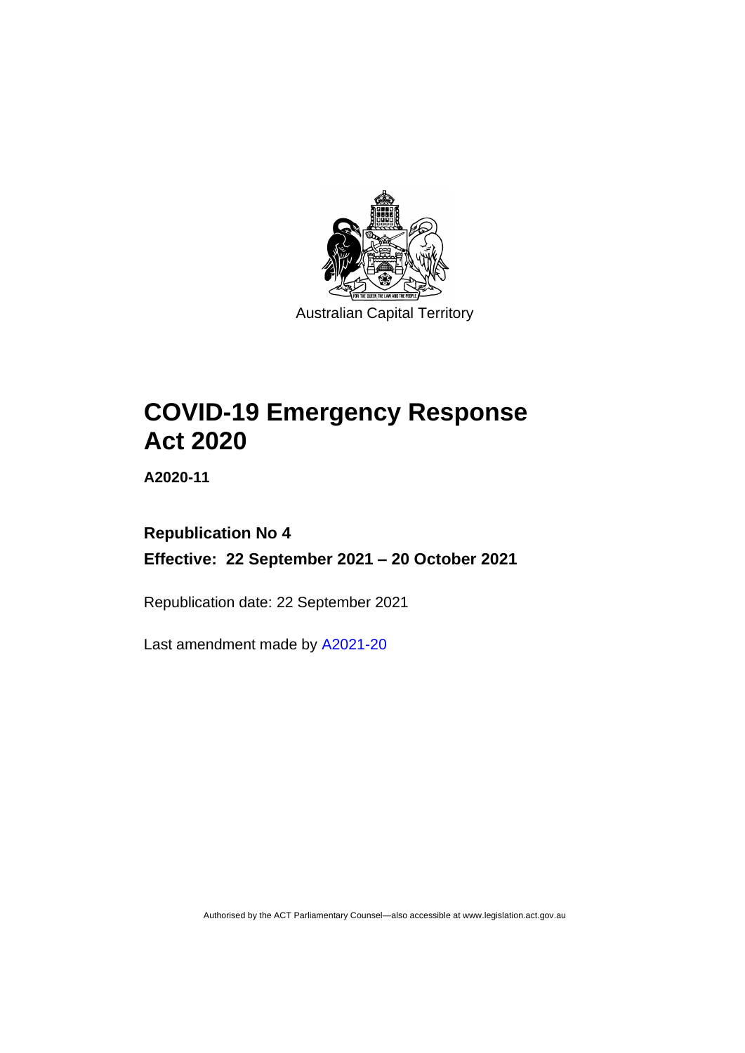Australian Capital Territory

# COVID-19 Emergency Response Act 2020

**A2020-11**

**Republication No 4**

**Effective: 22 September 2021 – 20 October 2021**

Republication date: 22 September 2021

Last amendment made by A2021-20

Authorised by the ACT Parliamentary Counsel—also accessible at www.legislation.act.gov.au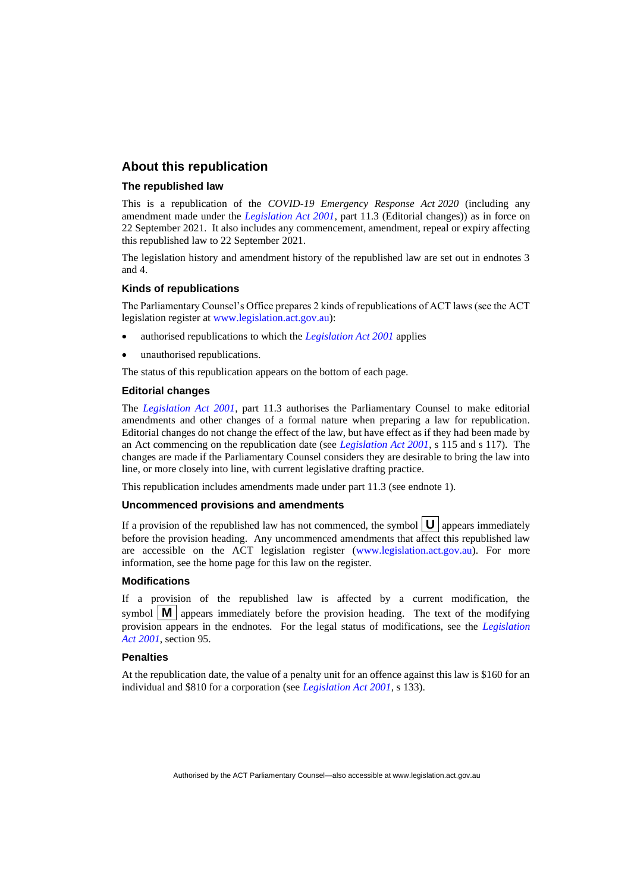## About this republication

### The republished law

This is a republication of the *COVID-19 Emergency Response Act 2020* (including any amendment made under the *Legislation Act 2001*, part 11.3 (Editorial changes)) as in force on 22 September 2021. It also includes any commencement, amendment, repeal or expiry affecting this republished law to 22 September 2021.

The legislation history and amendment history of the republished law are set out in endnotes 3 and 4.

### Kinds of republications

The Parliamentary Counsel's Office prepares 2 kinds of republications of ACT laws (see the ACT legislation register at www.legislation.act.gov.au):

- authorised republications to which the *Legislation Act 2001* applies
- unauthorised republications.

The status of this republication appears on the bottom of each page.

### Editorial changes

The *Legislation Act 2001*, part 11.3 authorises the Parliamentary Counsel to make editorial amendments and other changes of a formal nature when preparing a law for republication. Editorial changes do not change the effect of the law, but have effect as if they had been made by an Act commencing on the republication date (see *Legislation Act 2001*, s 115 and s 117). The changes are made if the Parliamentary Counsel considers they are desirable to bring the law into line, or more closely into line, with current legislative drafting practice.

This republication includes amendments made under part 11.3 (see endnote 1).

### Uncommenced provisions and amendments

If a provision of the republished law has not commenced, the symbol **U** appears immediately before the provision heading. Any uncommenced amendments that affect this republished law are accessible on the ACT legislation register (www.legislation.act.gov.au). For more information, see the home page for this law on the register.

### Modifications

If a provision of the republished law is affected by a current modification, the symbol **M** appears immediately before the provision heading. The text of the modifying provision appears in the endnotes. For the legal status of modifications, see the *Legislation Act 2001*, section 95.

### Penalties

At the republication date, the value of a penalty unit for an offence against this law is $160 for an individual and $810 for a corporation (see *Legislation Act 2001*, s 133).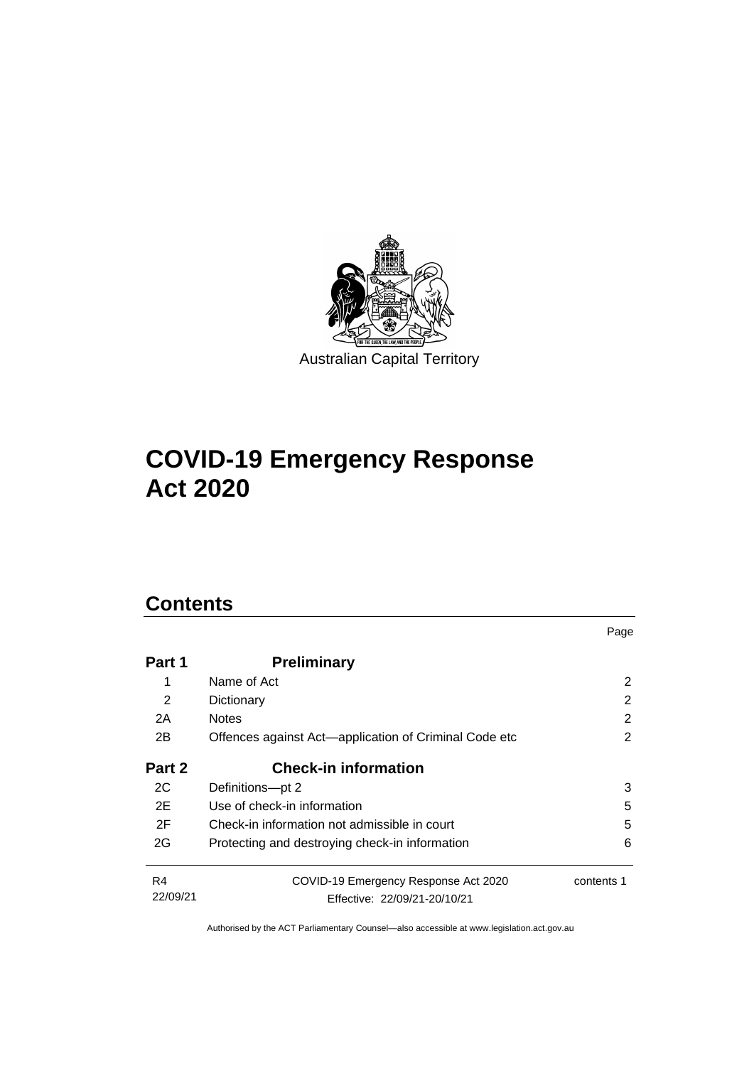Australian Capital Territory

# COVID-19 Emergency Response Act 2020

## Contents

| | | Page |
|---|---|---|
| **Part 1** | **Preliminary** | |
| 1 | Name of Act | 2 |
| 2 | Dictionary | 2 |
| 2A | Notes | 2 |
| 2B | Offences against Act—application of Criminal Code etc | 2 |
| **Part 2** | **Check-in information** | |
| 2C | Definitions—pt 2 | 3 |
| 2E | Use of check-in information | 5 |
| 2F | Check-in information not admissible in court | 5 |
| 2G | Protecting and destroying check-in information | 6 |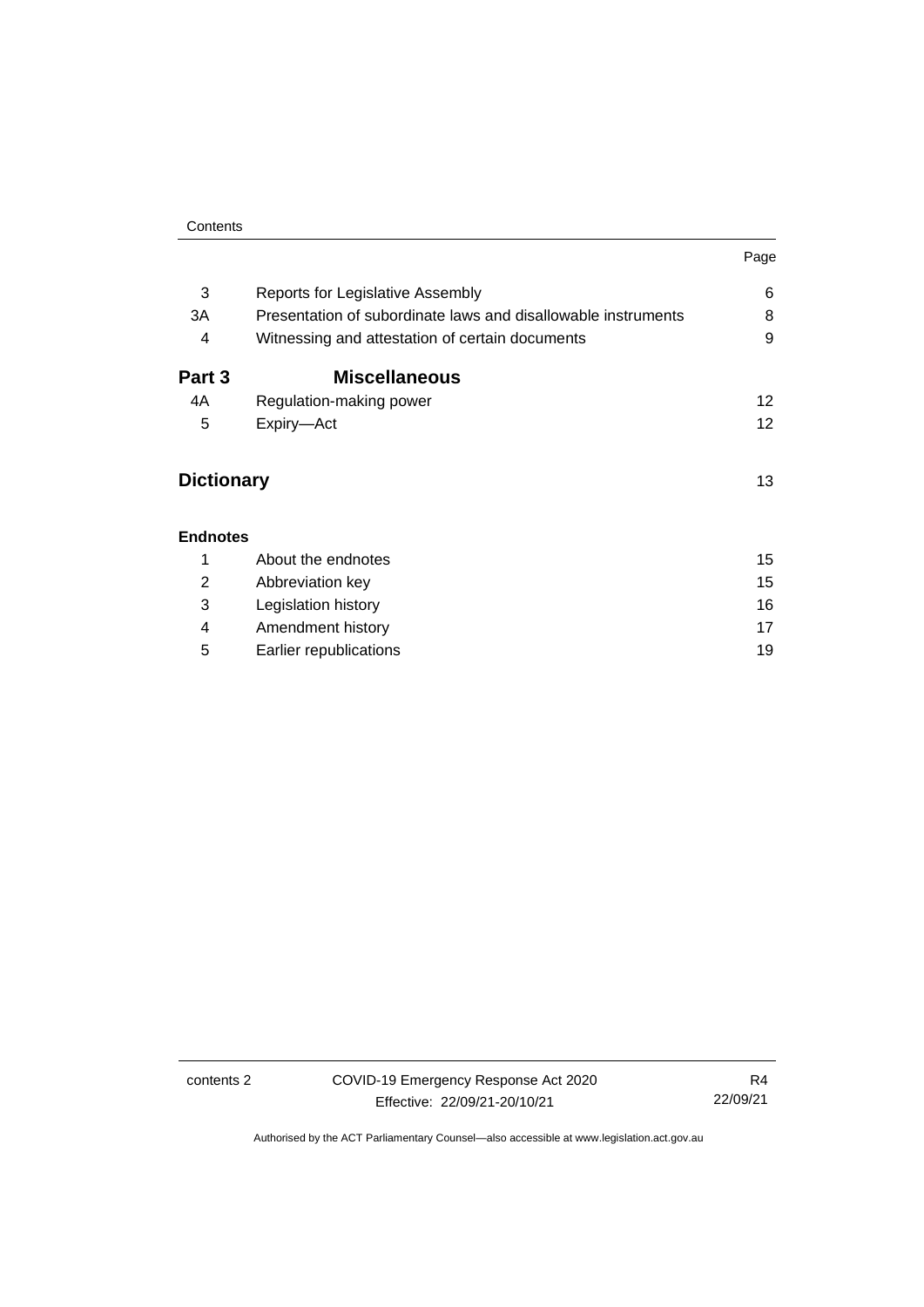| | | Page |
|---|---|---|
| 3 | Reports for Legislative Assembly | 6 |
| 3A | Presentation of subordinate laws and disallowable instruments | 8 |
| 4 | Witnessing and attestation of certain documents | 9 |
| **Part 3** | **Miscellaneous** | |
| 4A | Regulation-making power | 12 |
| 5 | Expiry—Act | 12 |
| **Dictionary** | | 13 |
| **Endnotes** | | |
| 1 | About the endnotes | 15 |
| 2 | Abbreviation key | 15 |
| 3 | Legislation history | 16 |
| 4 | Amendment history | 17 |
| 5 | Earlier republications | 19 |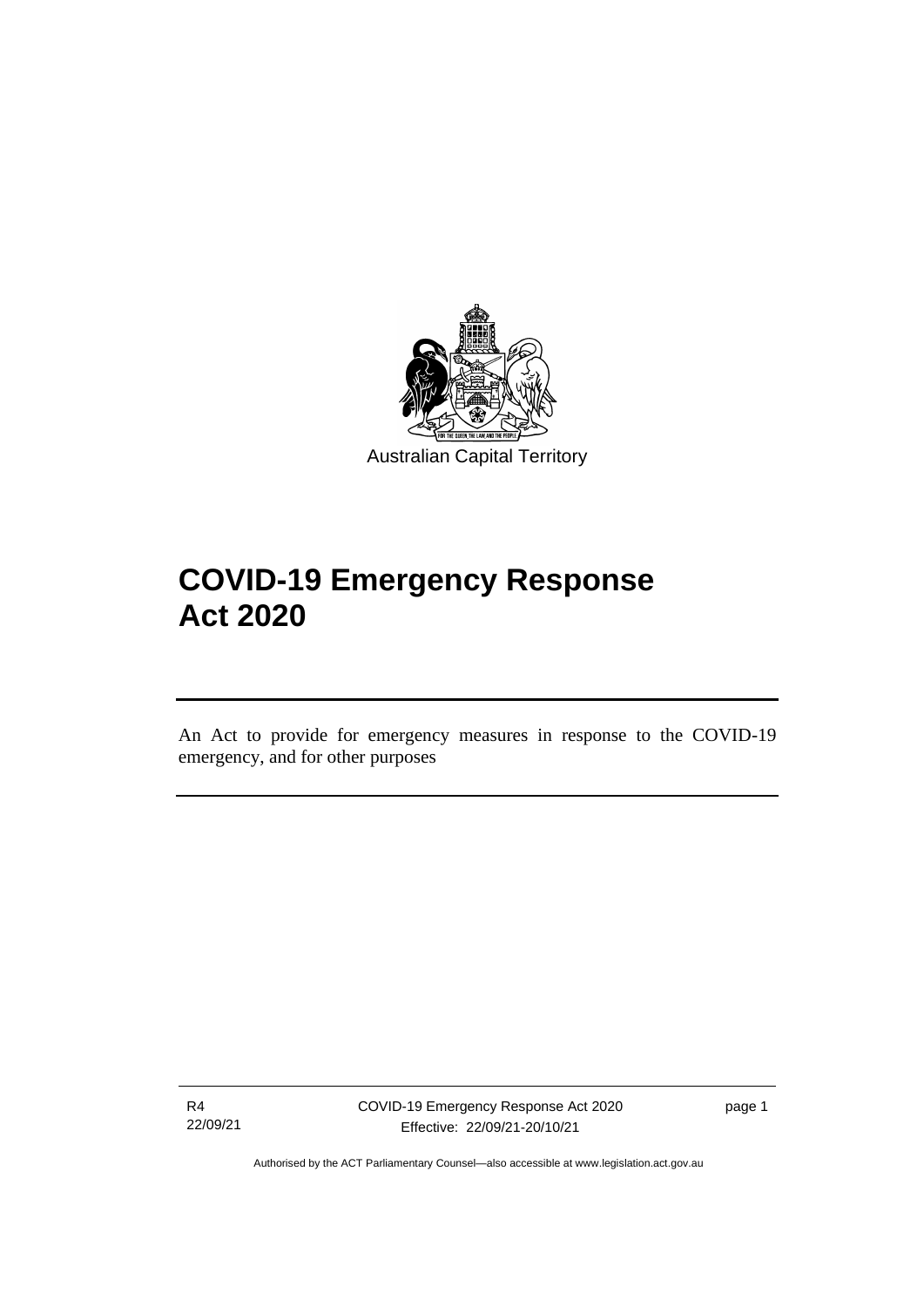Australian Capital Territory

# COVID-19 Emergency Response Act 2020

An Act to provide for emergency measures in response to the COVID-19 emergency, and for other purposes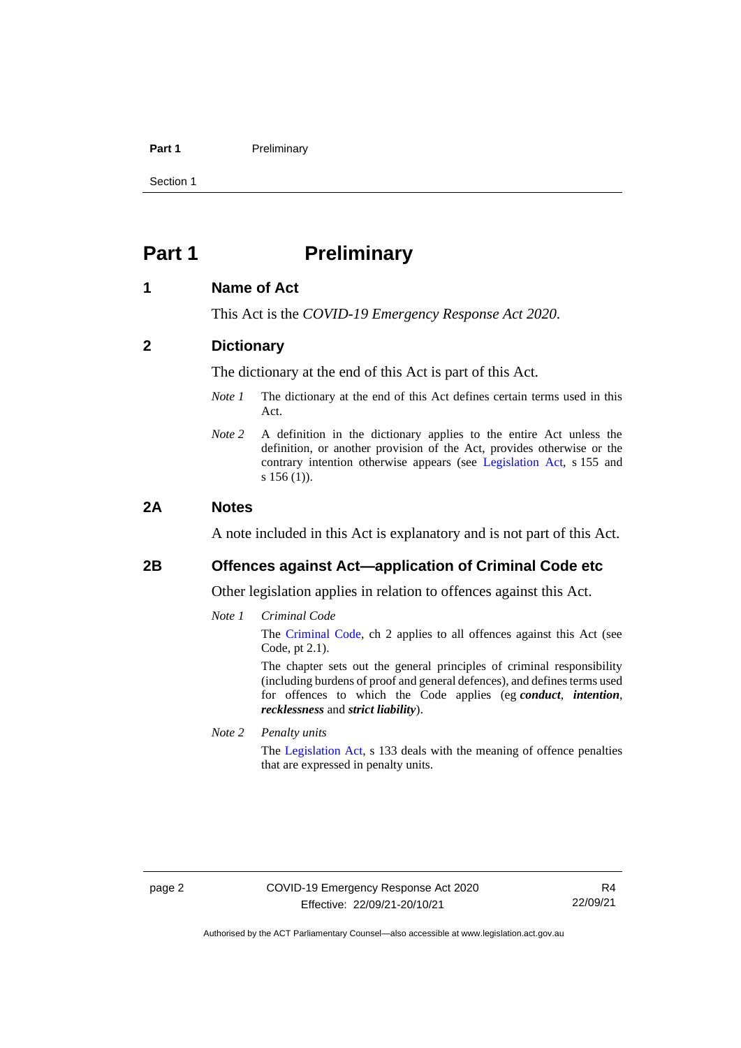# Part 1 Preliminary

## 1 Name of Act

This Act is the *COVID-19 Emergency Response Act 2020*.

## 2 Dictionary

The dictionary at the end of this Act is part of this Act.

*Note 1* The dictionary at the end of this Act defines certain terms used in this Act.

*Note 2* A definition in the dictionary applies to the entire Act unless the definition, or another provision of the Act, provides otherwise or the contrary intention otherwise appears (see Legislation Act, s 155 and s 156 (1)).

## 2A Notes

A note included in this Act is explanatory and is not part of this Act.

## 2B Offences against Act—application of Criminal Code etc

Other legislation applies in relation to offences against this Act.

*Note 1* *Criminal Code*

The Criminal Code, ch 2 applies to all offences against this Act (see Code, pt 2.1).

The chapter sets out the general principles of criminal responsibility (including burdens of proof and general defences), and defines terms used for offences to which the Code applies (eg ***conduct***, ***intention***, ***recklessness*** and ***strict liability***).

*Note 2* *Penalty units*

The Legislation Act, s 133 deals with the meaning of offence penalties that are expressed in penalty units.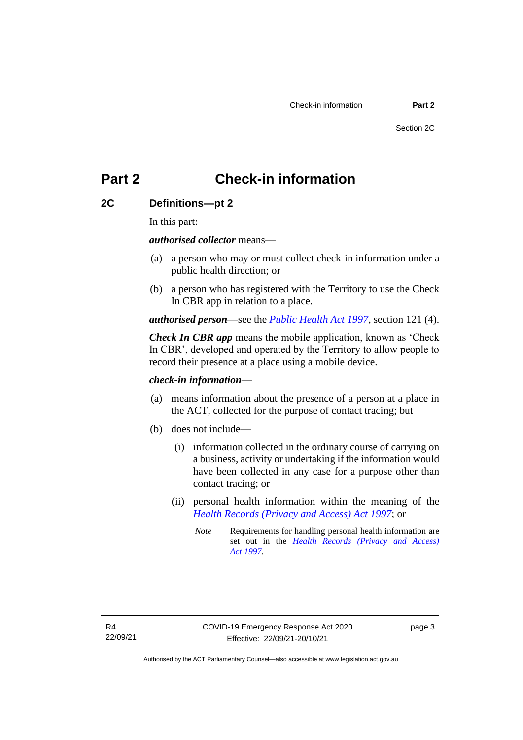# Part 2 Check-in information

## 2C Definitions—pt 2

In this part:

***authorised collector*** means—

(a) a person who may or must collect check-in information under a public health direction; or

(b) a person who has registered with the Territory to use the Check In CBR app in relation to a place.

***authorised person***—see the *Public Health Act 1997*, section 121 (4).

***Check In CBR app*** means the mobile application, known as 'Check In CBR', developed and operated by the Territory to allow people to record their presence at a place using a mobile device.

***check-in information***—

(a) means information about the presence of a person at a place in the ACT, collected for the purpose of contact tracing; but

(b) does not include—

(i) information collected in the ordinary course of carrying on a business, activity or undertaking if the information would have been collected in any case for a purpose other than contact tracing; or

(ii) personal health information within the meaning of the *Health Records (Privacy and Access) Act 1997*; or

*Note* Requirements for handling personal health information are set out in the *Health Records (Privacy and Access) Act 1997*.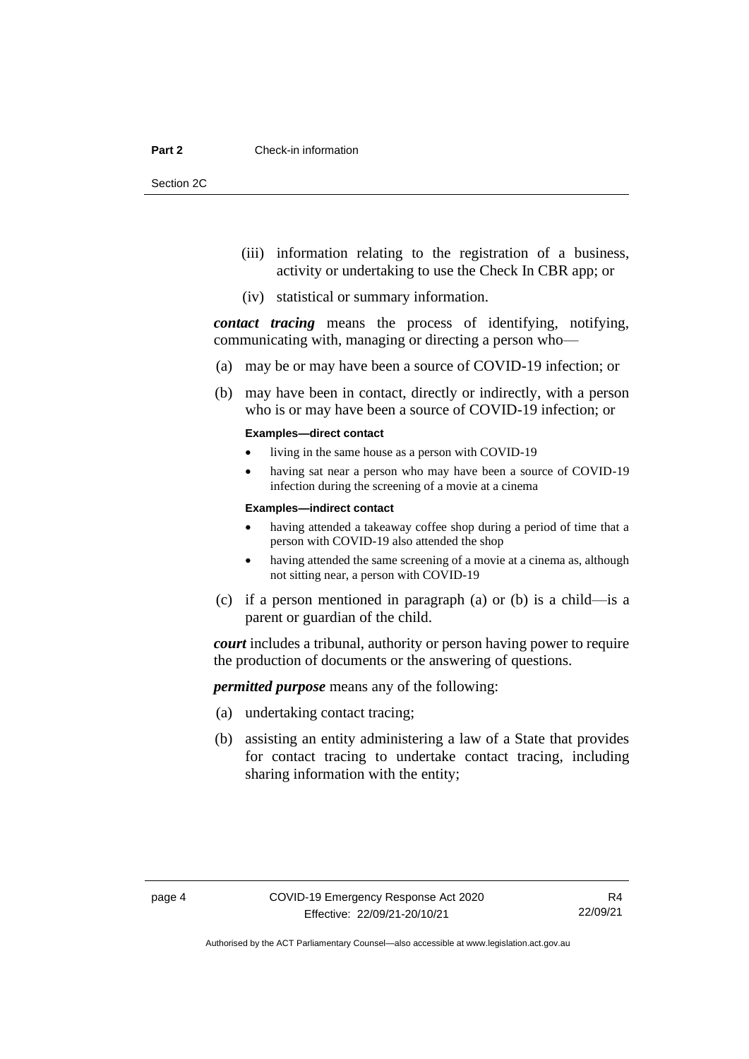(iii) information relating to the registration of a business, activity or undertaking to use the Check In CBR app; or

(iv) statistical or summary information.

***contact tracing*** means the process of identifying, notifying, communicating with, managing or directing a person who—

(a) may be or may have been a source of COVID-19 infection; or

(b) may have been in contact, directly or indirectly, with a person who is or may have been a source of COVID-19 infection; or

**Examples—direct contact**

- living in the same house as a person with COVID-19
- having sat near a person who may have been a source of COVID-19 infection during the screening of a movie at a cinema

**Examples—indirect contact**

- having attended a takeaway coffee shop during a period of time that a person with COVID-19 also attended the shop
- having attended the same screening of a movie at a cinema as, although not sitting near, a person with COVID-19

(c) if a person mentioned in paragraph (a) or (b) is a child—is a parent or guardian of the child.

***court*** includes a tribunal, authority or person having power to require the production of documents or the answering of questions.

***permitted purpose*** means any of the following:

(a) undertaking contact tracing;

(b) assisting an entity administering a law of a State that provides for contact tracing to undertake contact tracing, including sharing information with the entity;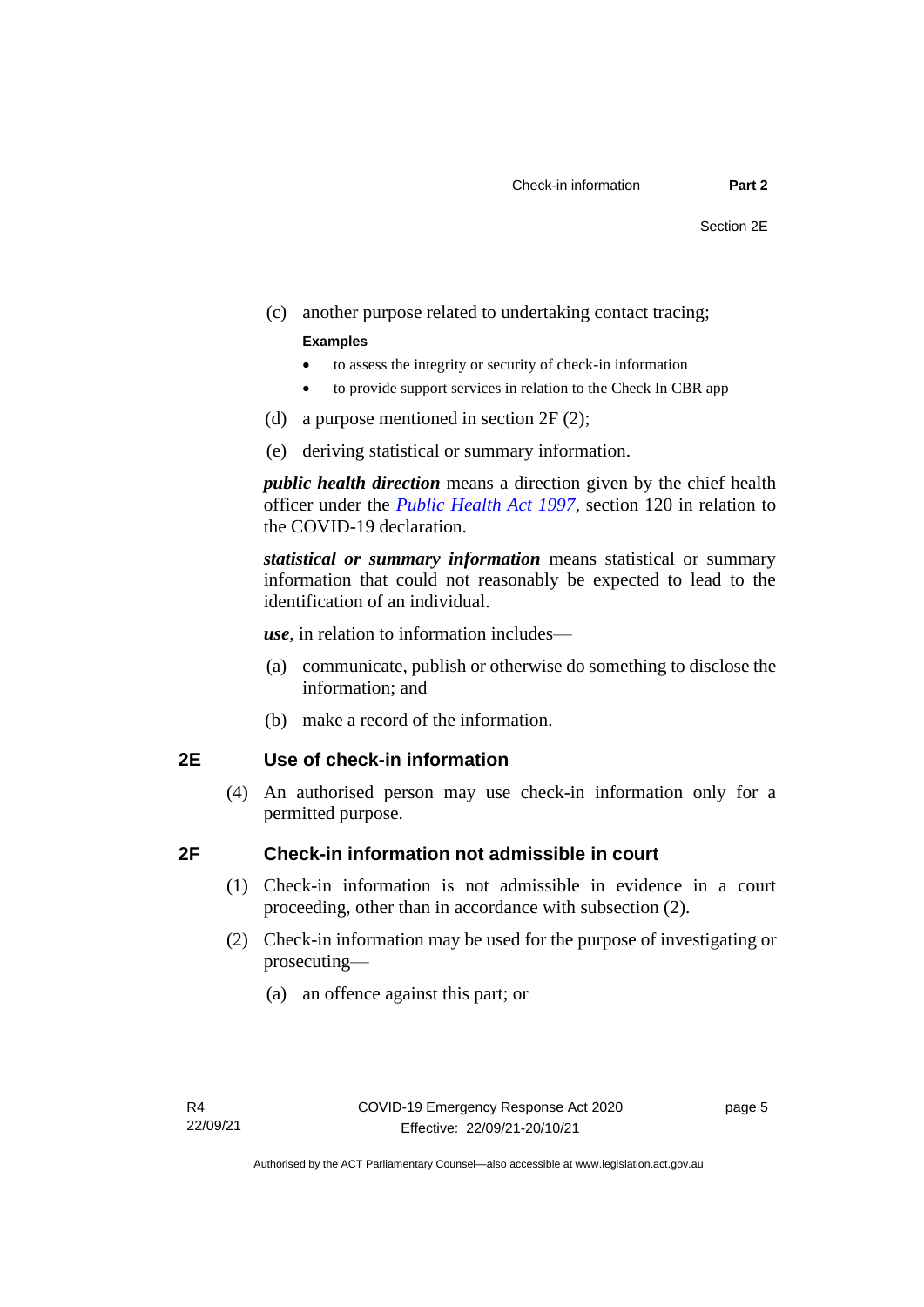(c) another purpose related to undertaking contact tracing;

**Examples**

- to assess the integrity or security of check-in information
- to provide support services in relation to the Check In CBR app

(d) a purpose mentioned in section 2F (2);

(e) deriving statistical or summary information.

***public health direction*** means a direction given by the chief health officer under the *Public Health Act 1997*, section 120 in relation to the COVID-19 declaration.

***statistical or summary information*** means statistical or summary information that could not reasonably be expected to lead to the identification of an individual.

***use***, in relation to information includes—

(a) communicate, publish or otherwise do something to disclose the information; and

(b) make a record of the information.

## 2E Use of check-in information

(4) An authorised person may use check-in information only for a permitted purpose.

## 2F Check-in information not admissible in court

(1) Check-in information is not admissible in evidence in a court proceeding, other than in accordance with subsection (2).

(2) Check-in information may be used for the purpose of investigating or prosecuting—

(a) an offence against this part; or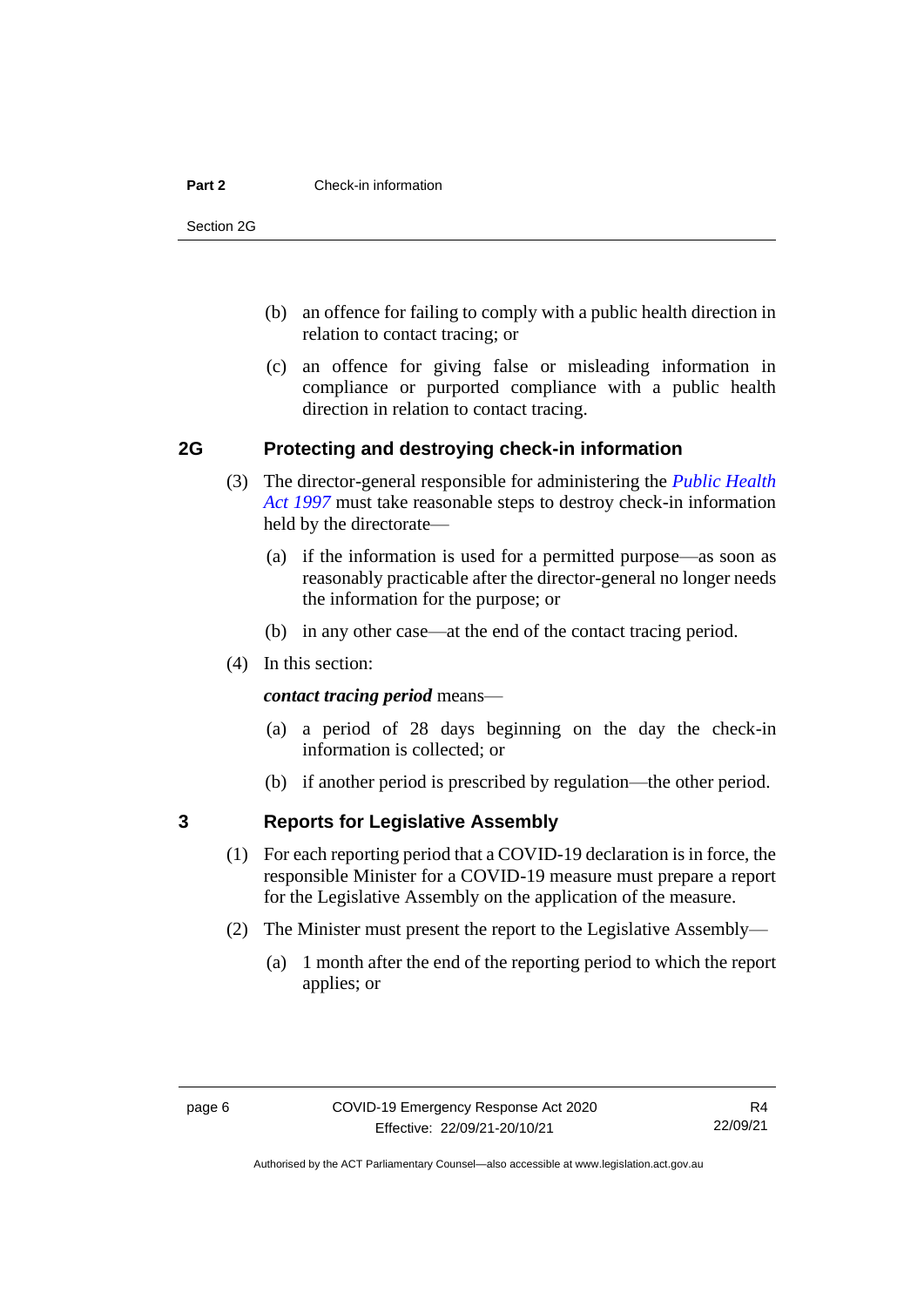(b) an offence for failing to comply with a public health direction in relation to contact tracing; or

(c) an offence for giving false or misleading information in compliance or purported compliance with a public health direction in relation to contact tracing.

## 2G Protecting and destroying check-in information

(3) The director-general responsible for administering the *Public Health Act 1997* must take reasonable steps to destroy check-in information held by the directorate—

(a) if the information is used for a permitted purpose—as soon as reasonably practicable after the director-general no longer needs the information for the purpose; or

(b) in any other case—at the end of the contact tracing period.

(4) In this section:

***contact tracing period*** means—

(a) a period of 28 days beginning on the day the check-in information is collected; or

(b) if another period is prescribed by regulation—the other period.

## 3 Reports for Legislative Assembly

(1) For each reporting period that a COVID-19 declaration is in force, the responsible Minister for a COVID-19 measure must prepare a report for the Legislative Assembly on the application of the measure.

(2) The Minister must present the report to the Legislative Assembly—

(a) 1 month after the end of the reporting period to which the report applies; or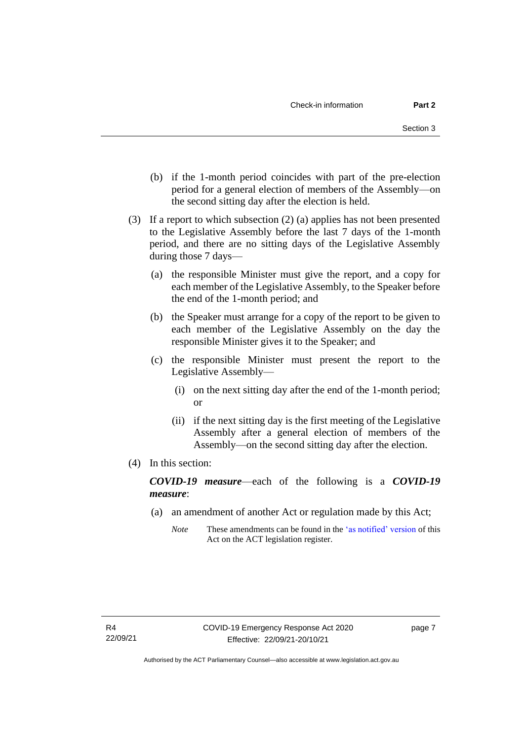(b) if the 1-month period coincides with part of the pre-election period for a general election of members of the Assembly—on the second sitting day after the election is held.

(3) If a report to which subsection (2) (a) applies has not been presented to the Legislative Assembly before the last 7 days of the 1-month period, and there are no sitting days of the Legislative Assembly during those 7 days—

(a) the responsible Minister must give the report, and a copy for each member of the Legislative Assembly, to the Speaker before the end of the 1-month period; and

(b) the Speaker must arrange for a copy of the report to be given to each member of the Legislative Assembly on the day the responsible Minister gives it to the Speaker; and

(c) the responsible Minister must present the report to the Legislative Assembly—

(i) on the next sitting day after the end of the 1-month period; or

(ii) if the next sitting day is the first meeting of the Legislative Assembly after a general election of members of the Assembly—on the second sitting day after the election.

(4) In this section:

***COVID-19 measure***—each of the following is a ***COVID-19 measure***:

(a) an amendment of another Act or regulation made by this Act;

*Note* These amendments can be found in the 'as notified' version of this Act on the ACT legislation register.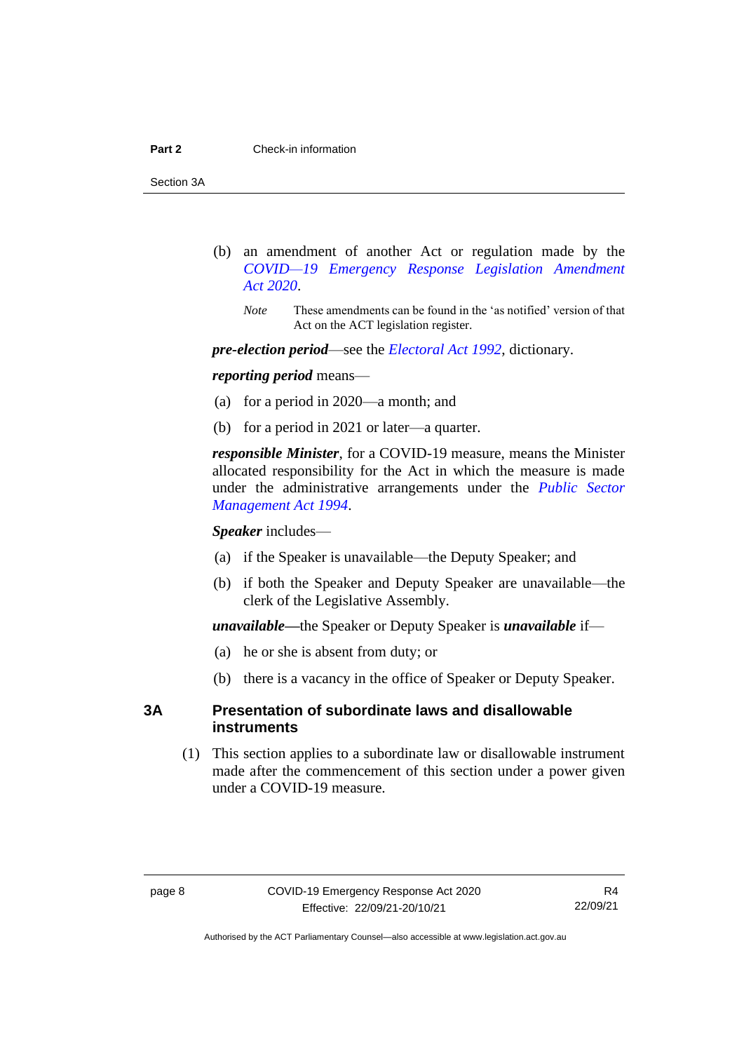(b) an amendment of another Act or regulation made by the *COVID—19 Emergency Response Legislation Amendment Act 2020*.

*Note* These amendments can be found in the 'as notified' version of that Act on the ACT legislation register.

***pre-election period***—see the *Electoral Act 1992*, dictionary.

***reporting period*** means—

(a) for a period in 2020—a month; and

(b) for a period in 2021 or later—a quarter.

***responsible Minister***, for a COVID-19 measure, means the Minister allocated responsibility for the Act in which the measure is made under the administrative arrangements under the *Public Sector Management Act 1994*.

***Speaker*** includes—

(a) if the Speaker is unavailable—the Deputy Speaker; and

(b) if both the Speaker and Deputy Speaker are unavailable—the clerk of the Legislative Assembly.

***unavailable***—the Speaker or Deputy Speaker is ***unavailable*** if—

(a) he or she is absent from duty; or

(b) there is a vacancy in the office of Speaker or Deputy Speaker.

### 3A Presentation of subordinate laws and disallowable instruments

(1) This section applies to a subordinate law or disallowable instrument made after the commencement of this section under a power given under a COVID-19 measure.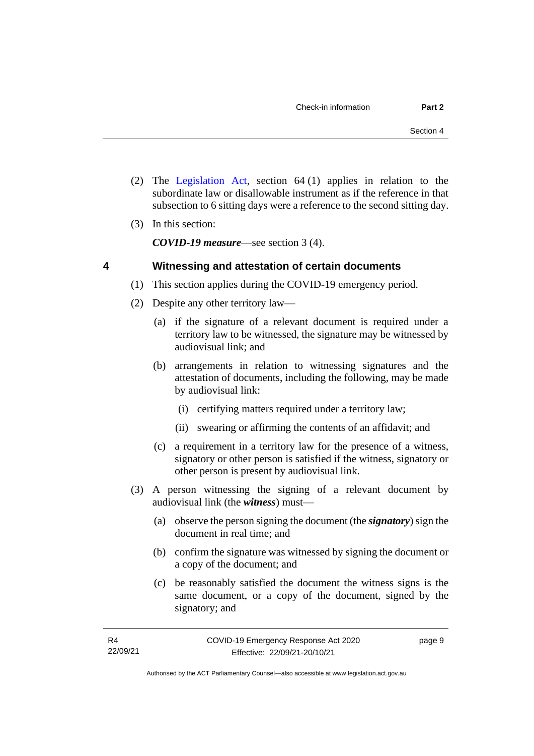(2) The Legislation Act, section 64 (1) applies in relation to the subordinate law or disallowable instrument as if the reference in that subsection to 6 sitting days were a reference to the second sitting day.

(3) In this section:

***COVID-19 measure***—see section 3 (4).

## 4 Witnessing and attestation of certain documents

(1) This section applies during the COVID-19 emergency period.

(2) Despite any other territory law—

(a) if the signature of a relevant document is required under a territory law to be witnessed, the signature may be witnessed by audiovisual link; and

(b) arrangements in relation to witnessing signatures and the attestation of documents, including the following, may be made by audiovisual link:

(i) certifying matters required under a territory law;

(ii) swearing or affirming the contents of an affidavit; and

(c) a requirement in a territory law for the presence of a witness, signatory or other person is satisfied if the witness, signatory or other person is present by audiovisual link.

(3) A person witnessing the signing of a relevant document by audiovisual link (the ***witness***) must—

(a) observe the person signing the document (the ***signatory***) sign the document in real time; and

(b) confirm the signature was witnessed by signing the document or a copy of the document; and

(c) be reasonably satisfied the document the witness signs is the same document, or a copy of the document, signed by the signatory; and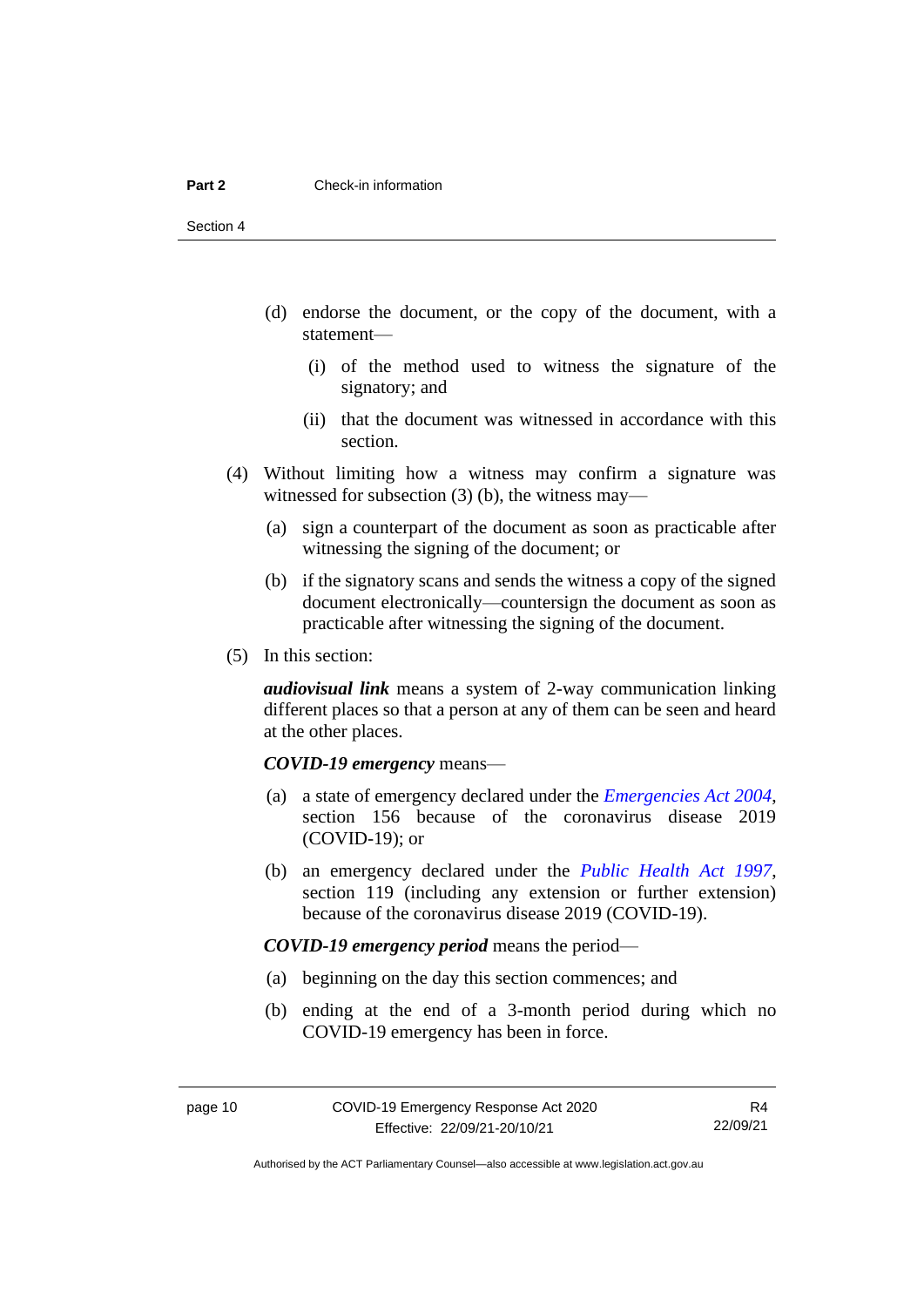(d) endorse the document, or the copy of the document, with a statement—

  (i) of the method used to witness the signature of the signatory; and

  (ii) that the document was witnessed in accordance with this section.

(4) Without limiting how a witness may confirm a signature was witnessed for subsection (3) (b), the witness may—

  (a) sign a counterpart of the document as soon as practicable after witnessing the signing of the document; or

  (b) if the signatory scans and sends the witness a copy of the signed document electronically—countersign the document as soon as practicable after witnessing the signing of the document.

(5) In this section:

***audiovisual link*** means a system of 2-way communication linking different places so that a person at any of them can be seen and heard at the other places.

***COVID-19 emergency*** means—

  (a) a state of emergency declared under the *Emergencies Act 2004*, section 156 because of the coronavirus disease 2019 (COVID-19); or

  (b) an emergency declared under the *Public Health Act 1997*, section 119 (including any extension or further extension) because of the coronavirus disease 2019 (COVID-19).

***COVID-19 emergency period*** means the period—

  (a) beginning on the day this section commences; and

  (b) ending at the end of a 3-month period during which no COVID-19 emergency has been in force.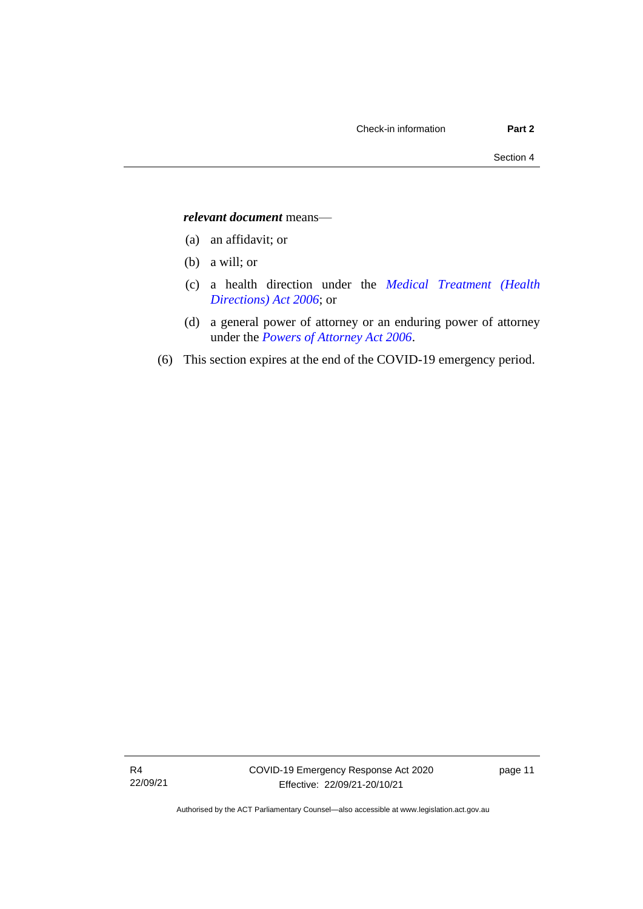***relevant document*** means—

(a) an affidavit; or

(b) a will; or

(c) a health direction under the *Medical Treatment (Health Directions) Act 2006*; or

(d) a general power of attorney or an enduring power of attorney under the *Powers of Attorney Act 2006*.

(6) This section expires at the end of the COVID-19 emergency period.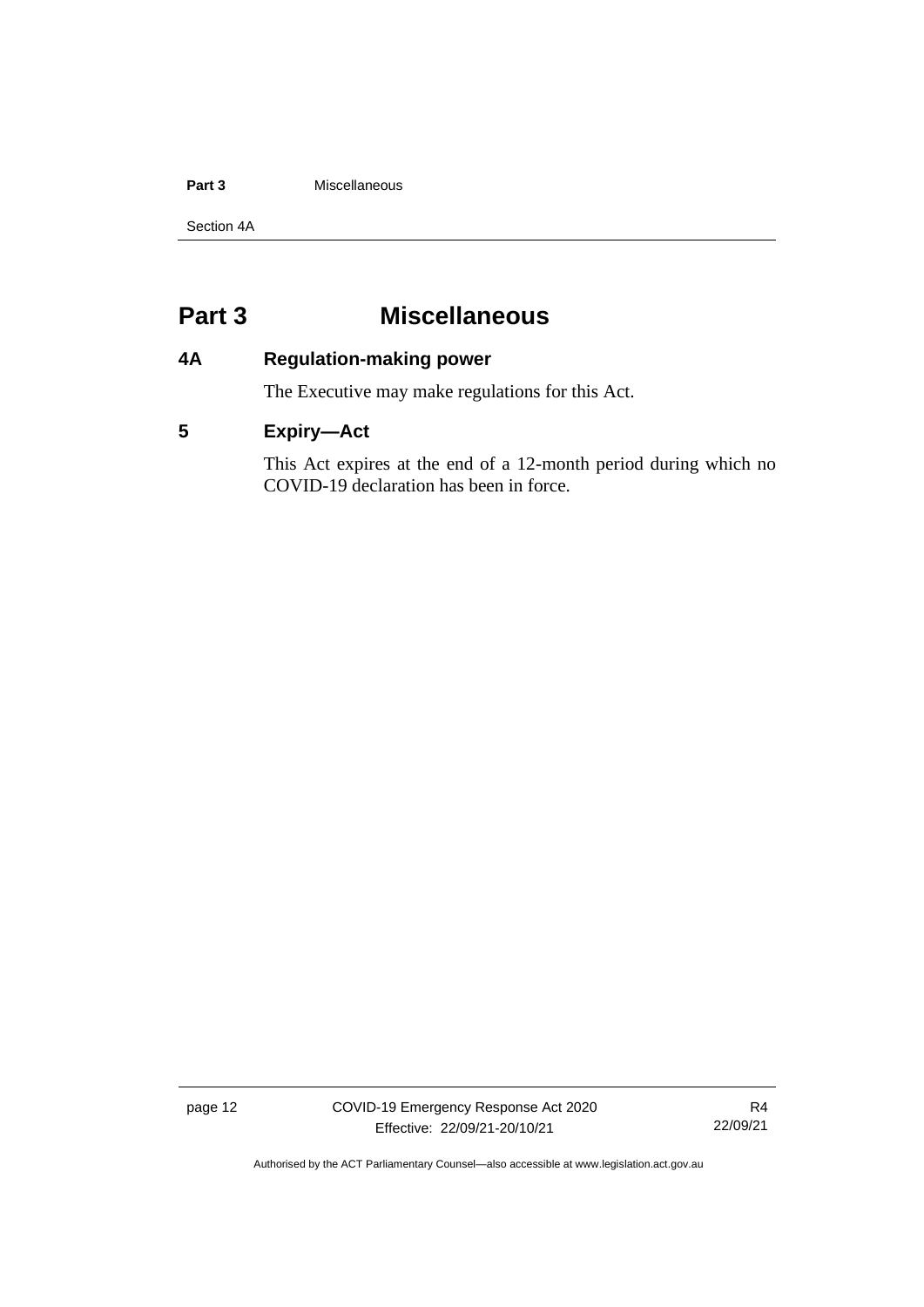# Part 3 Miscellaneous

## 4A Regulation-making power

The Executive may make regulations for this Act.

## 5 Expiry—Act

This Act expires at the end of a 12-month period during which no COVID-19 declaration has been in force.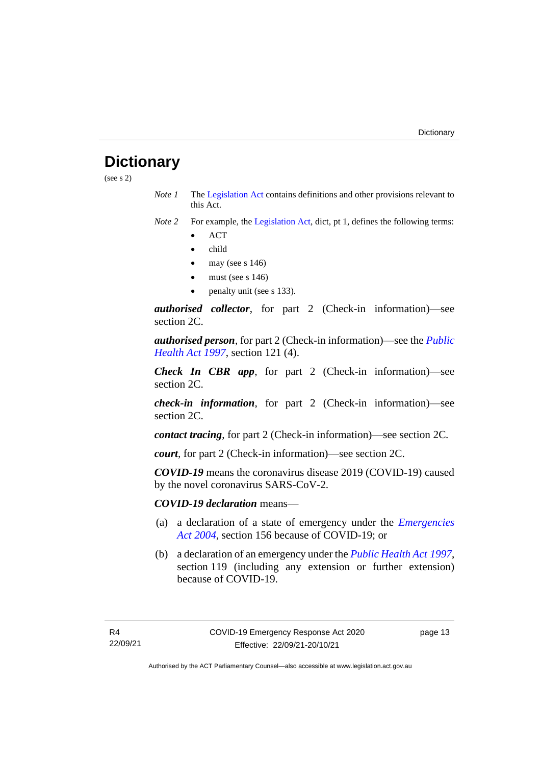# Dictionary

(see s 2)

*Note 1* The Legislation Act contains definitions and other provisions relevant to this Act.

*Note 2* For example, the Legislation Act, dict, pt 1, defines the following terms:

- ACT
- child
- may (see s 146)
- must (see s 146)
- penalty unit (see s 133).

***authorised collector***, for part 2 (Check-in information)—see section 2C.

***authorised person***, for part 2 (Check-in information)—see the *Public Health Act 1997*, section 121 (4).

***Check In CBR app***, for part 2 (Check-in information)—see section 2C.

***check-in information***, for part 2 (Check-in information)—see section 2C.

***contact tracing***, for part 2 (Check-in information)—see section 2C.

***court***, for part 2 (Check-in information)—see section 2C.

***COVID-19*** means the coronavirus disease 2019 (COVID-19) caused by the novel coronavirus SARS-CoV-2.

***COVID-19 declaration*** means—

(a) a declaration of a state of emergency under the *Emergencies Act 2004*, section 156 because of COVID-19; or

(b) a declaration of an emergency under the *Public Health Act 1997*, section 119 (including any extension or further extension) because of COVID-19.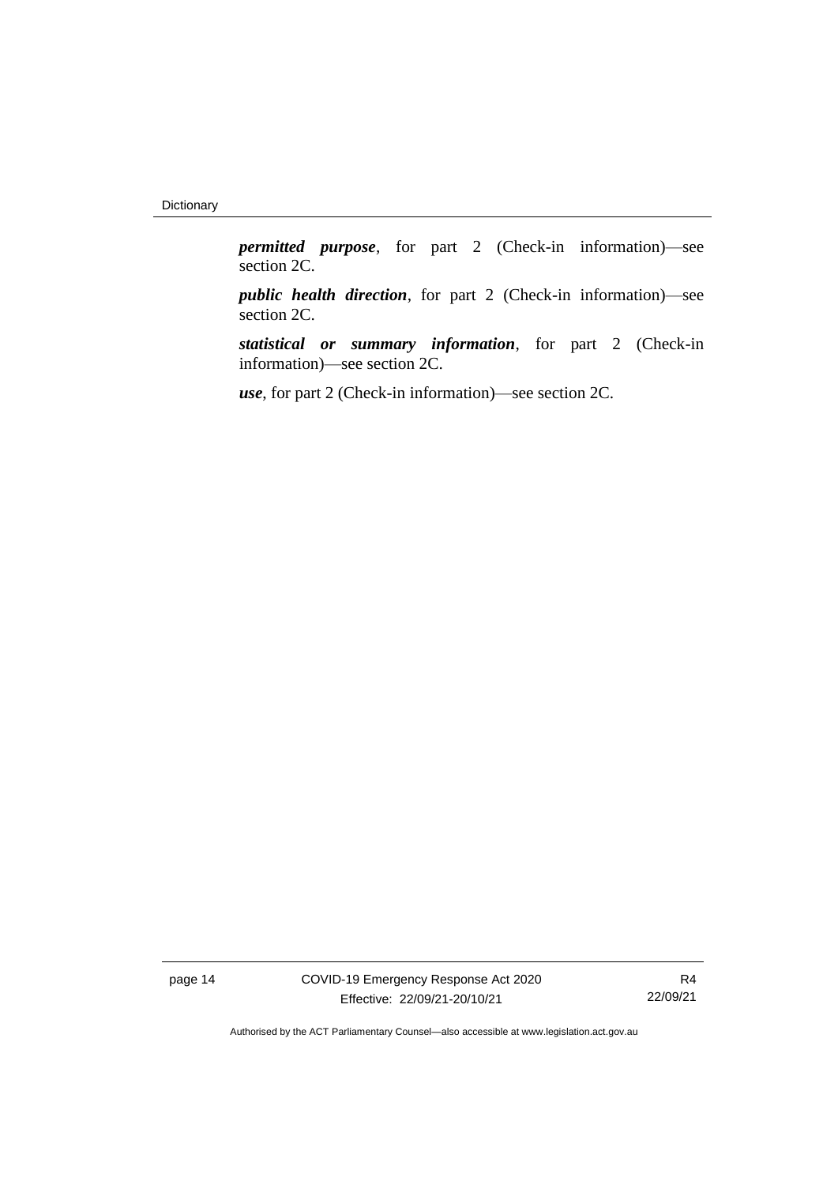***permitted purpose***, for part 2 (Check-in information)—see section 2C.

***public health direction***, for part 2 (Check-in information)—see section 2C.

***statistical or summary information***, for part 2 (Check-in information)—see section 2C.

***use***, for part 2 (Check-in information)—see section 2C.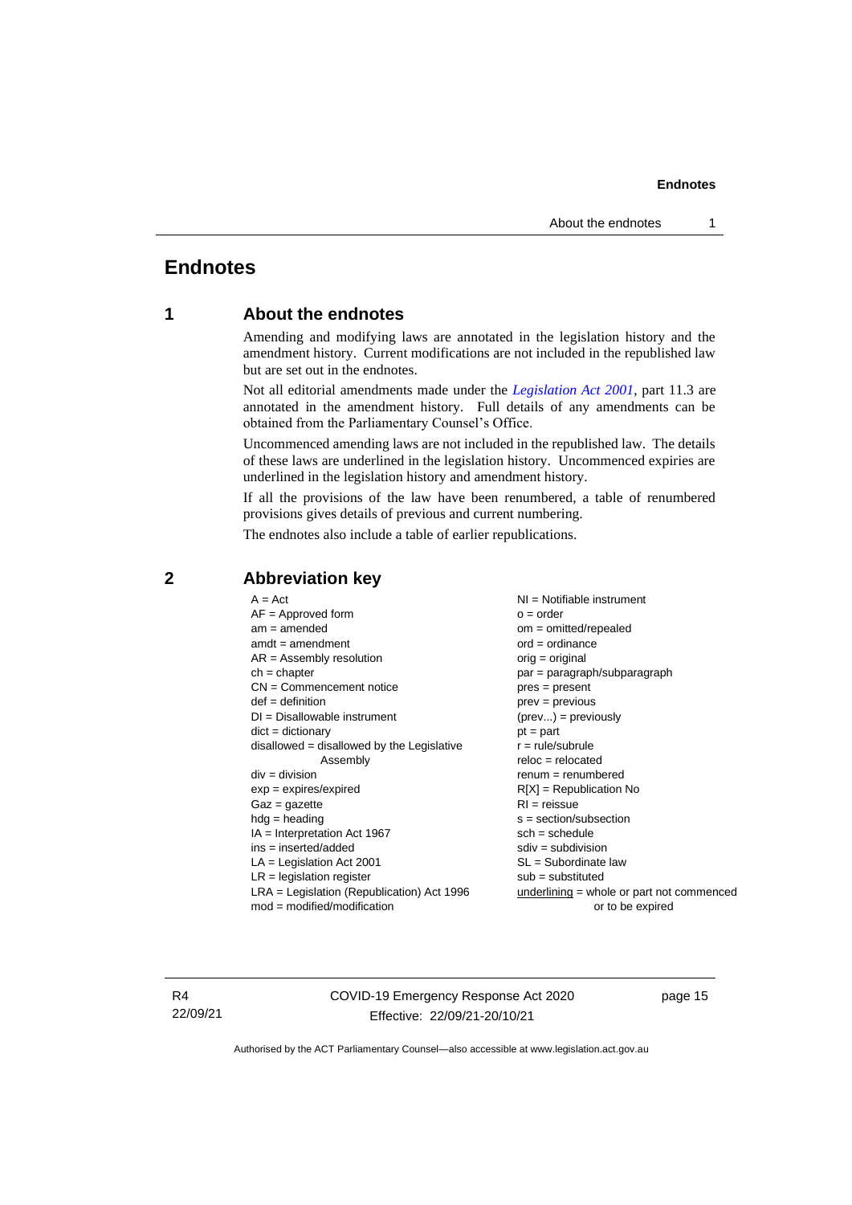# Endnotes

## 1 About the endnotes

Amending and modifying laws are annotated in the legislation history and the amendment history. Current modifications are not included in the republished law but are set out in the endnotes.

Not all editorial amendments made under the *Legislation Act 2001*, part 11.3 are annotated in the amendment history. Full details of any amendments can be obtained from the Parliamentary Counsel's Office.

Uncommenced amending laws are not included in the republished law. The details of these laws are underlined in the legislation history. Uncommenced expiries are underlined in the legislation history and amendment history.

If all the provisions of the law have been renumbered, a table of renumbered provisions gives details of previous and current numbering.

The endnotes also include a table of earlier republications.

## 2 Abbreviation key

A = Act
AF = Approved form
am = amended
amdt = amendment
AR = Assembly resolution
ch = chapter
CN = Commencement notice
def = definition
DI = Disallowable instrument
dict = dictionary
disallowed = disallowed by the Legislative Assembly
div = division
exp = expires/expired
Gaz = gazette
hdg = heading
IA = Interpretation Act 1967
ins = inserted/added
LA = Legislation Act 2001
LR = legislation register
LRA = Legislation (Republication) Act 1996
mod = modified/modification
NI = Notifiable instrument
o = order
om = omitted/repealed
ord = ordinance
orig = original
par = paragraph/subparagraph
pres = present
prev = previous
(prev...) = previously
pt = part
r = rule/subrule
reloc = relocated
renum = renumbered
R[X] = Republication No
RI = reissue
s = section/subsection
sch = schedule
sdiv = subdivision
SL = Subordinate law
sub = substituted
<u>underlining</u> = whole or part not commenced or to be expired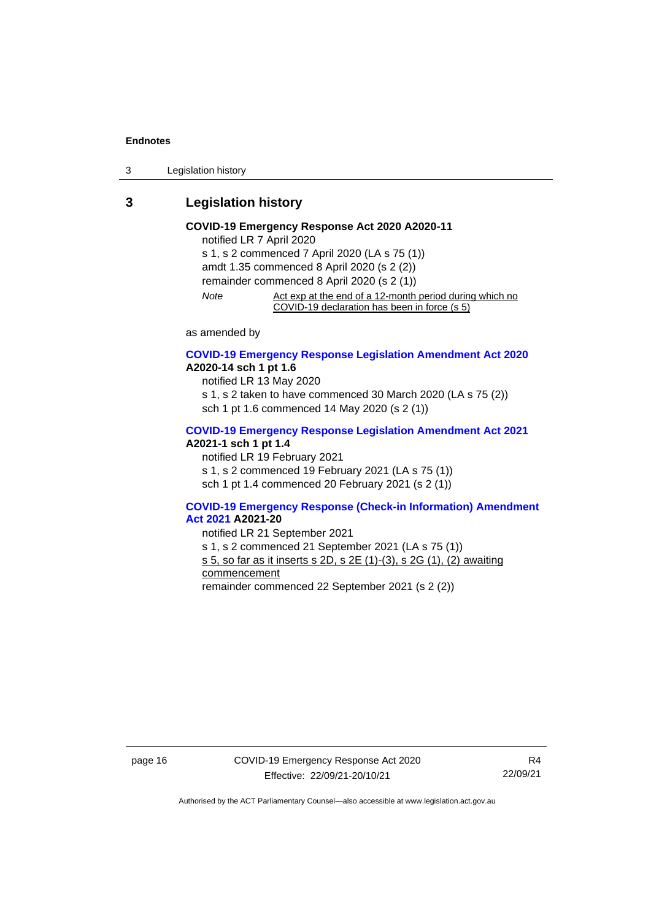## 3 Legislation history

**COVID-19 Emergency Response Act 2020 A2020-11**

notified LR 7 April 2020

s 1, s 2 commenced 7 April 2020 (LA s 75 (1))

amdt 1.35 commenced 8 April 2020 (s 2 (2))

remainder commenced 8 April 2020 (s 2 (1))

*Note* Act exp at the end of a 12-month period during which no COVID-19 declaration has been in force (s 5)

as amended by

**COVID-19 Emergency Response Legislation Amendment Act 2020 A2020-14 sch 1 pt 1.6**

notified LR 13 May 2020

s 1, s 2 taken to have commenced 30 March 2020 (LA s 75 (2))

sch 1 pt 1.6 commenced 14 May 2020 (s 2 (1))

**COVID-19 Emergency Response Legislation Amendment Act 2021 A2021-1 sch 1 pt 1.4**

notified LR 19 February 2021

s 1, s 2 commenced 19 February 2021 (LA s 75 (1))

sch 1 pt 1.4 commenced 20 February 2021 (s 2 (1))

**COVID-19 Emergency Response (Check-in Information) Amendment Act 2021 A2021-20**

notified LR 21 September 2021

s 1, s 2 commenced 21 September 2021 (LA s 75 (1))

s 5, so far as it inserts s 2D, s 2E (1)-(3), s 2G (1), (2) awaiting commencement

remainder commenced 22 September 2021 (s 2 (2))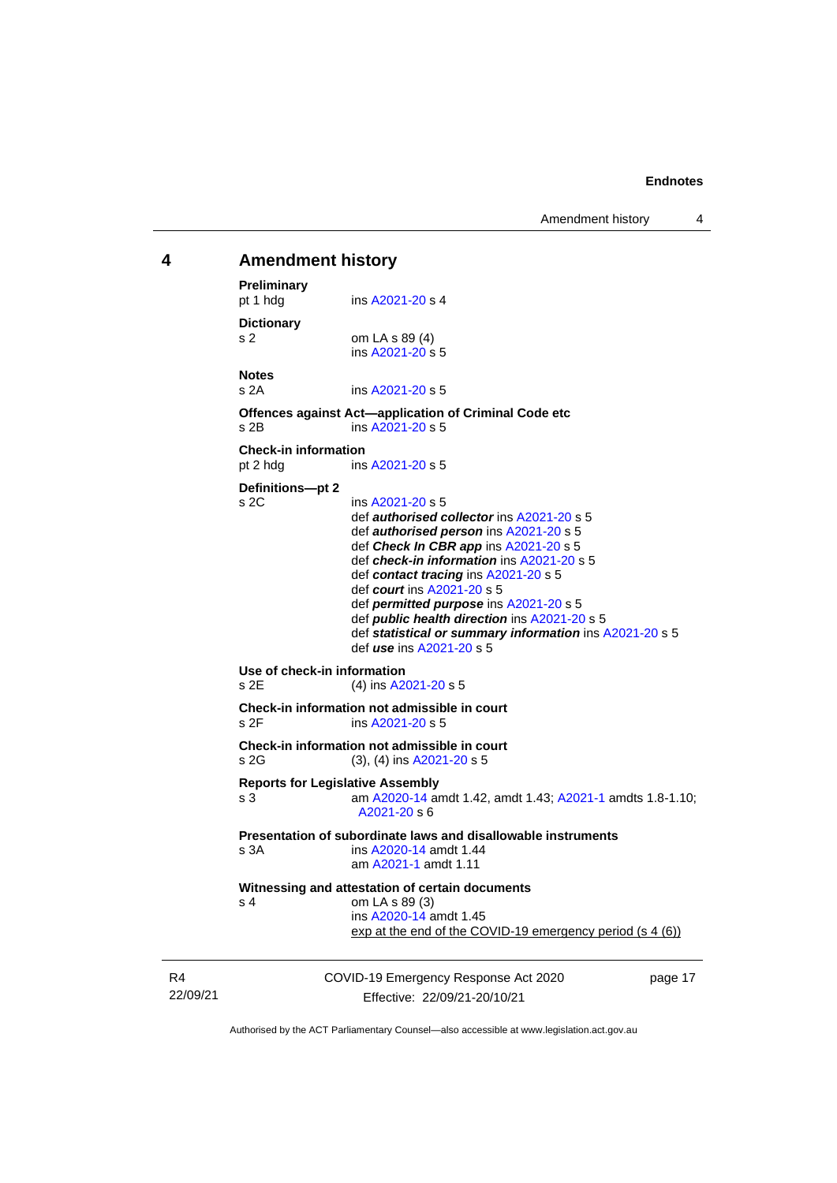## 4 Amendment history

**Preliminary**
pt 1 hdg ins A2021-20 s 4

**Dictionary**
s 2 om LA s 89 (4)
ins A2021-20 s 5

**Notes**
s 2A ins A2021-20 s 5

**Offences against Act—application of Criminal Code etc**
s 2B ins A2021-20 s 5

**Check-in information**
pt 2 hdg ins A2021-20 s 5

**Definitions—pt 2**
s 2C ins A2021-20 s 5
def ***authorised collector*** ins A2021-20 s 5
def ***authorised person*** ins A2021-20 s 5
def ***Check In CBR app*** ins A2021-20 s 5
def ***check-in information*** ins A2021-20 s 5
def ***contact tracing*** ins A2021-20 s 5
def ***court*** ins A2021-20 s 5
def ***permitted purpose*** ins A2021-20 s 5
def ***public health direction*** ins A2021-20 s 5
def ***statistical or summary information*** ins A2021-20 s 5
def ***use*** ins A2021-20 s 5

**Use of check-in information**
s 2E (4) ins A2021-20 s 5

**Check-in information not admissible in court**
s 2F ins A2021-20 s 5

**Check-in information not admissible in court**
s 2G (3), (4) ins A2021-20 s 5

**Reports for Legislative Assembly**
s 3 am A2020-14 amdt 1.42, amdt 1.43; A2021-1 amdts 1.8-1.10; A2021-20 s 6

**Presentation of subordinate laws and disallowable instruments**
s 3A ins A2020-14 amdt 1.44
am A2021-1 amdt 1.11

**Witnessing and attestation of certain documents**
s 4 om LA s 89 (3)
ins A2020-14 amdt 1.45
exp at the end of the COVID-19 emergency period (s 4 (6))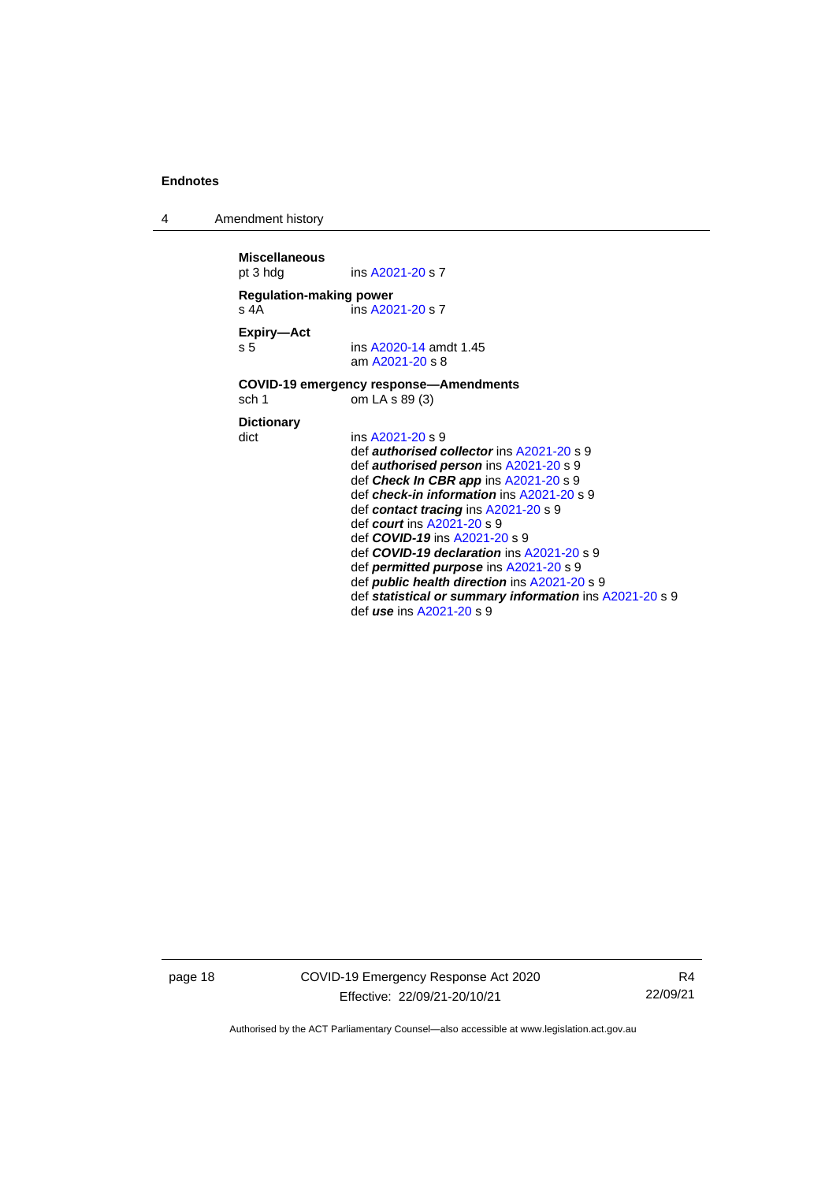**Miscellaneous**
pt 3 hdg ins A2021-20 s 7

**Regulation-making power**
s 4A ins A2021-20 s 7

**Expiry—Act**
s 5 ins A2020-14 amdt 1.45
am A2021-20 s 8

**COVID-19 emergency response—Amendments**
sch 1 om LA s 89 (3)

**Dictionary**
dict ins A2021-20 s 9
def ***authorised collector*** ins A2021-20 s 9
def ***authorised person*** ins A2021-20 s 9
def ***Check In CBR app*** ins A2021-20 s 9
def ***check-in information*** ins A2021-20 s 9
def ***contact tracing*** ins A2021-20 s 9
def ***court*** ins A2021-20 s 9
def ***COVID-19*** ins A2021-20 s 9
def ***COVID-19 declaration*** ins A2021-20 s 9
def ***permitted purpose*** ins A2021-20 s 9
def ***public health direction*** ins A2021-20 s 9
def ***statistical or summary information*** ins A2021-20 s 9
def ***use*** ins A2021-20 s 9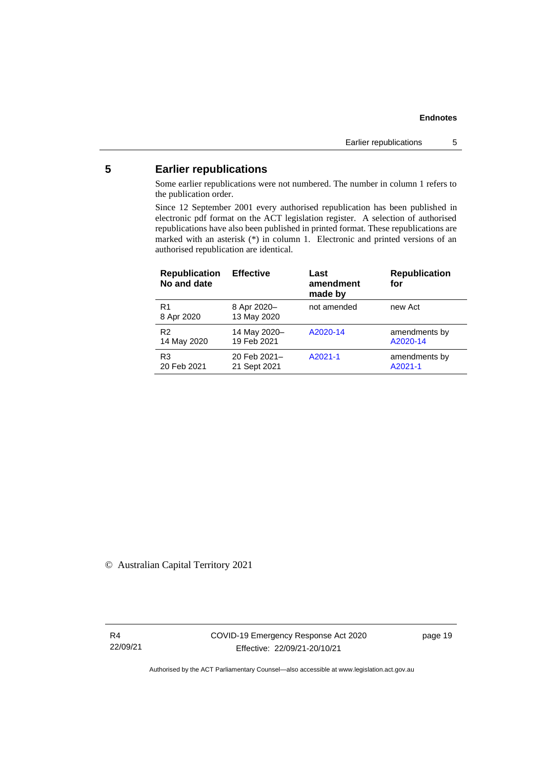## 5 Earlier republications

Some earlier republications were not numbered. The number in column 1 refers to the publication order.

Since 12 September 2001 every authorised republication has been published in electronic pdf format on the ACT legislation register. A selection of authorised republications have also been published in printed format. These republications are marked with an asterisk (*) in column 1. Electronic and printed versions of an authorised republication are identical.

| Republication No and date | Effective | Last amendment made by | Republication for |
|---|---|---|---|
| R1<br>8 Apr 2020 | 8 Apr 2020–<br>13 May 2020 | not amended | new Act |
| R2<br>14 May 2020 | 14 May 2020–<br>19 Feb 2021 | A2020-14 | amendments by A2020-14 |
| R3<br>20 Feb 2021 | 20 Feb 2021–<br>21 Sept 2021 | A2021-1 | amendments by A2021-1 |

© Australian Capital Territory 2021